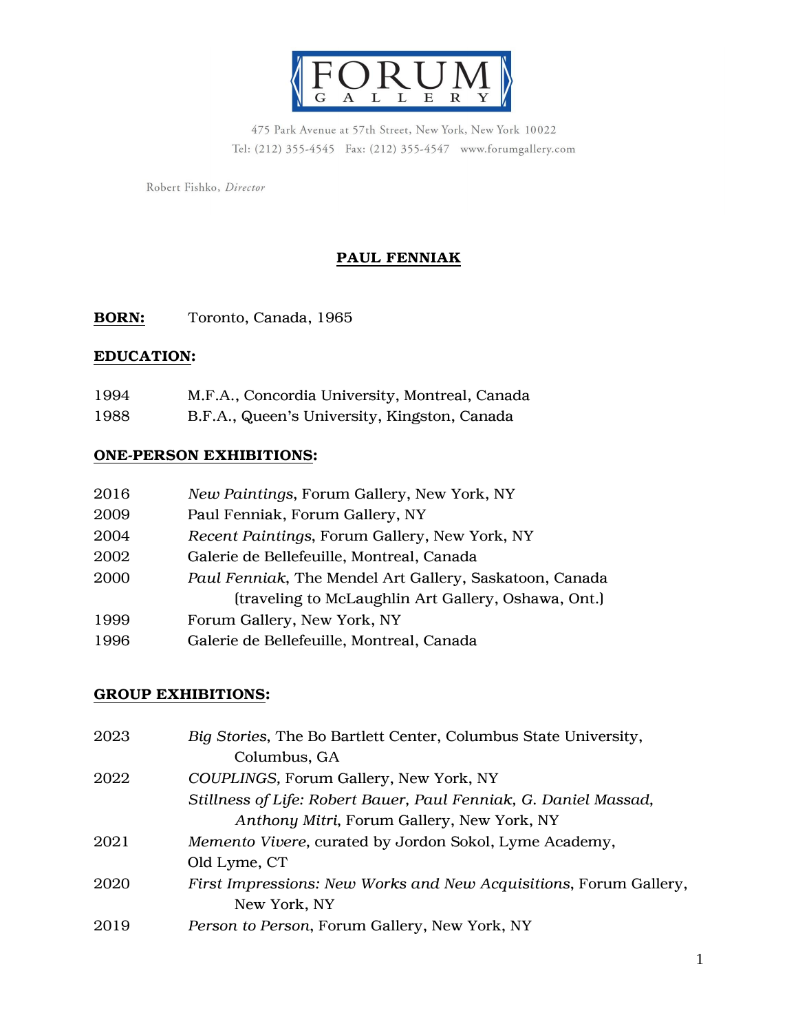# FORUM GALLERY

475 Park Avenue at 57th Street, New York, New York 10022
Tel: (212) 355-4545 Fax: (212) 355-4547 www.forumgallery.com

Robert Fishko, *Director*

## PAUL FENNIAK

**BORN:** Toronto, Canada, 1965

### EDUCATION:

1994 M.F.A., Concordia University, Montreal, Canada
1988 B.F.A., Queen's University, Kingston, Canada

### ONE-PERSON EXHIBITIONS:

2016 *New Paintings*, Forum Gallery, New York, NY
2009 Paul Fenniak, Forum Gallery, NY
2004 *Recent Paintings*, Forum Gallery, New York, NY
2002 Galerie de Bellefeuille, Montreal, Canada
2000 *Paul Fenniak*, The Mendel Art Gallery, Saskatoon, Canada (traveling to McLaughlin Art Gallery, Oshawa, Ont.)
1999 Forum Gallery, New York, NY
1996 Galerie de Bellefeuille, Montreal, Canada

### GROUP EXHIBITIONS:

2023 *Big Stories*, The Bo Bartlett Center, Columbus State University, Columbus, GA
2022 *COUPLINGS*, Forum Gallery, New York, NY
*Stillness of Life: Robert Bauer, Paul Fenniak, G. Daniel Massad, Anthony Mitri*, Forum Gallery, New York, NY
2021 *Memento Vivere*, curated by Jordon Sokol, Lyme Academy, Old Lyme, CT
2020 *First Impressions: New Works and New Acquisitions*, Forum Gallery, New York, NY
2019 *Person to Person*, Forum Gallery, New York, NY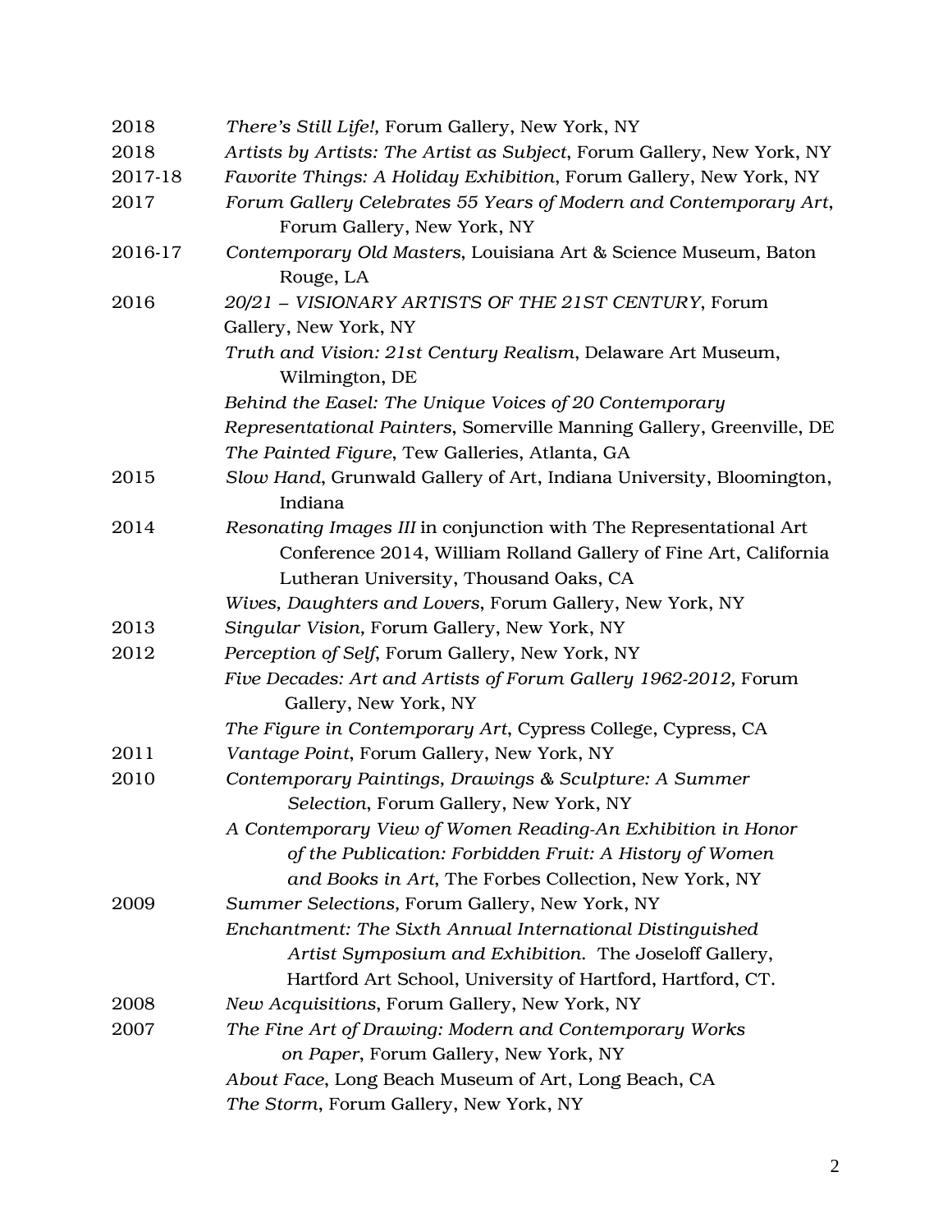2018 *There's Still Life!*, Forum Gallery, New York, NY

2018 *Artists by Artists: The Artist as Subject*, Forum Gallery, New York, NY

2017-18 *Favorite Things: A Holiday Exhibition*, Forum Gallery, New York, NY

2017 *Forum Gallery Celebrates 55 Years of Modern and Contemporary Art*, Forum Gallery, New York, NY

2016-17 *Contemporary Old Masters*, Louisiana Art & Science Museum, Baton Rouge, LA

2016 *20/21 – VISIONARY ARTISTS OF THE 21ST CENTURY*, Forum Gallery, New York, NY

*Truth and Vision: 21st Century Realism*, Delaware Art Museum, Wilmington, DE

*Behind the Easel: The Unique Voices of 20 Contemporary Representational Painters*, Somerville Manning Gallery, Greenville, DE

*The Painted Figure*, Tew Galleries, Atlanta, GA

2015 *Slow Hand*, Grunwald Gallery of Art, Indiana University, Bloomington, Indiana

2014 *Resonating Images III* in conjunction with The Representational Art Conference 2014, William Rolland Gallery of Fine Art, California Lutheran University, Thousand Oaks, CA

*Wives, Daughters and Lovers*, Forum Gallery, New York, NY

2013 *Singular Vision*, Forum Gallery, New York, NY

2012 *Perception of Self*, Forum Gallery, New York, NY

*Five Decades: Art and Artists of Forum Gallery 1962-2012,* Forum Gallery, New York, NY

*The Figure in Contemporary Art*, Cypress College, Cypress, CA

2011 *Vantage Point*, Forum Gallery, New York, NY

2010 *Contemporary Paintings, Drawings & Sculpture: A Summer Selection*, Forum Gallery, New York, NY

*A Contemporary View of Women Reading-An Exhibition in Honor of the Publication: Forbidden Fruit: A History of Women and Books in Art*, The Forbes Collection, New York, NY

2009 *Summer Selections*, Forum Gallery, New York, NY

*Enchantment: The Sixth Annual International Distinguished Artist Symposium and Exhibition.* The Joseloff Gallery, Hartford Art School, University of Hartford, Hartford, CT.

2008 *New Acquisitions*, Forum Gallery, New York, NY

2007 *The Fine Art of Drawing: Modern and Contemporary Works on Paper*, Forum Gallery, New York, NY

*About Face*, Long Beach Museum of Art, Long Beach, CA

*The Storm*, Forum Gallery, New York, NY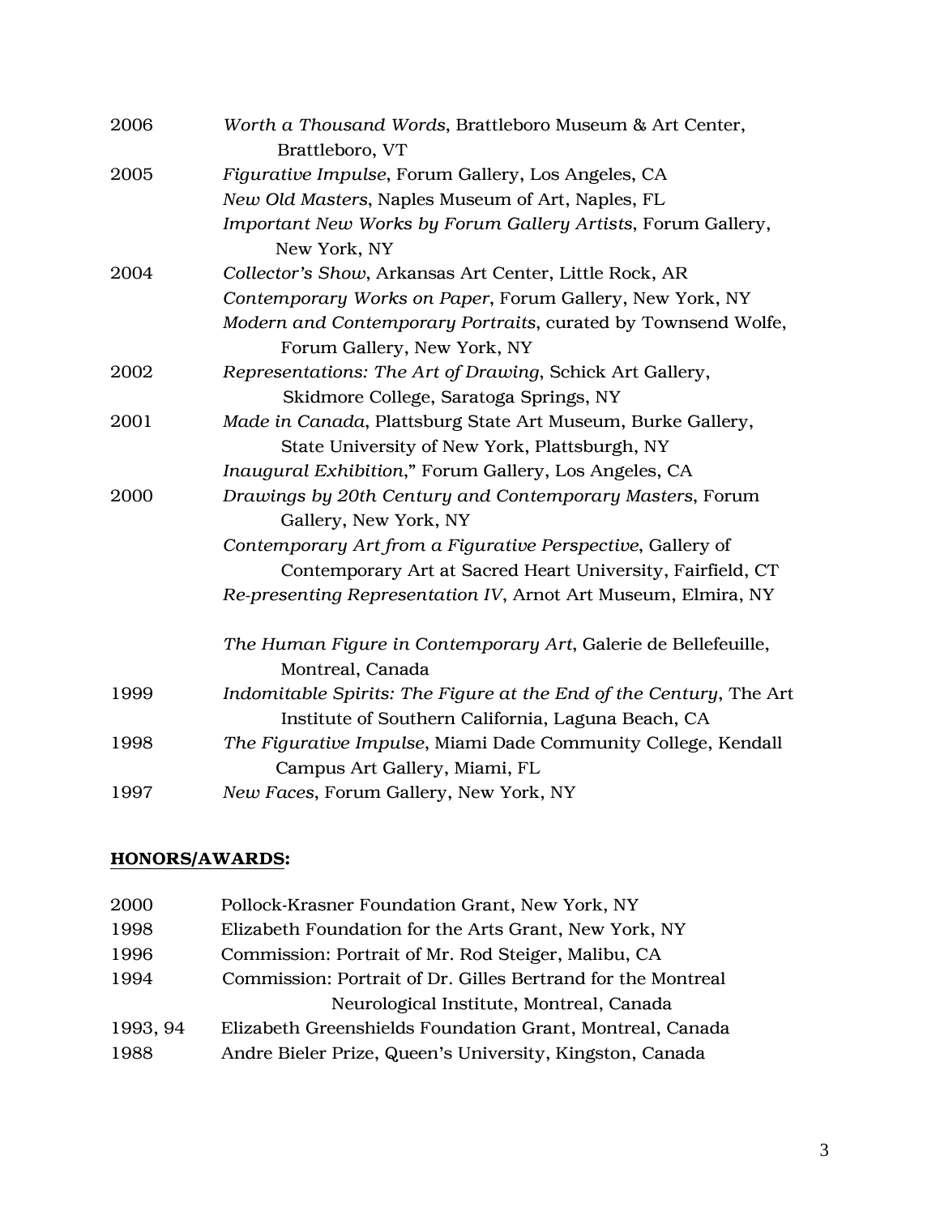2006 *Worth a Thousand Words*, Brattleboro Museum & Art Center, Brattleboro, VT

2005 *Figurative Impulse*, Forum Gallery, Los Angeles, CA
*New Old Masters*, Naples Museum of Art, Naples, FL
*Important New Works by Forum Gallery Artists*, Forum Gallery, New York, NY

2004 *Collector's Show*, Arkansas Art Center, Little Rock, AR
*Contemporary Works on Paper*, Forum Gallery, New York, NY
*Modern and Contemporary Portraits*, curated by Townsend Wolfe, Forum Gallery, New York, NY

2002 *Representations: The Art of Drawing*, Schick Art Gallery, Skidmore College, Saratoga Springs, NY

2001 *Made in Canada*, Plattsburg State Art Museum, Burke Gallery, State University of New York, Plattsburgh, NY
*Inaugural Exhibition*," Forum Gallery, Los Angeles, CA

2000 *Drawings by 20th Century and Contemporary Masters*, Forum Gallery, New York, NY
*Contemporary Art from a Figurative Perspective*, Gallery of Contemporary Art at Sacred Heart University, Fairfield, CT
*Re-presenting Representation IV*, Arnot Art Museum, Elmira, NY

*The Human Figure in Contemporary Art*, Galerie de Bellefeuille, Montreal, Canada

1999 *Indomitable Spirits: The Figure at the End of the Century*, The Art Institute of Southern California, Laguna Beach, CA

1998 *The Figurative Impulse*, Miami Dade Community College, Kendall Campus Art Gallery, Miami, FL

1997 *New Faces*, Forum Gallery, New York, NY

**HONORS/AWARDS:**

2000 Pollock-Krasner Foundation Grant, New York, NY

1998 Elizabeth Foundation for the Arts Grant, New York, NY

1996 Commission: Portrait of Mr. Rod Steiger, Malibu, CA

1994 Commission: Portrait of Dr. Gilles Bertrand for the Montreal Neurological Institute, Montreal, Canada

1993, 94 Elizabeth Greenshields Foundation Grant, Montreal, Canada

1988 Andre Bieler Prize, Queen's University, Kingston, Canada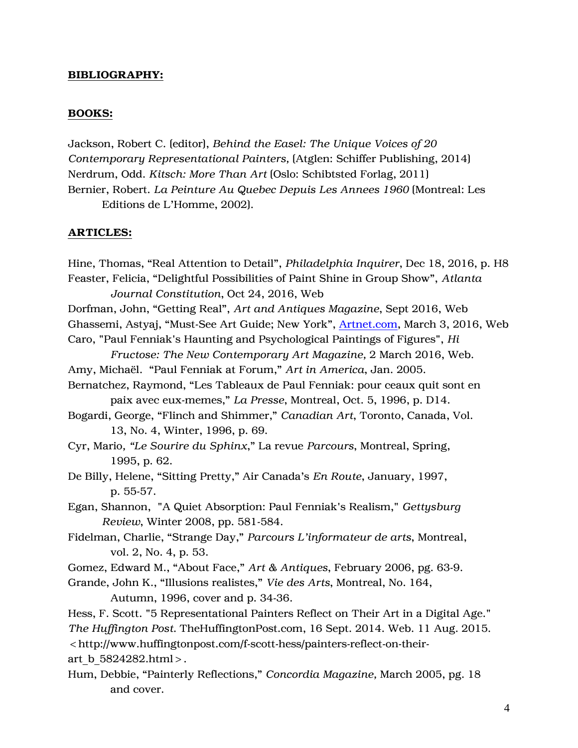**BIBLIOGRAPHY:**

**BOOKS:**

Jackson, Robert C. (editor), *Behind the Easel: The Unique Voices of 20 Contemporary Representational Painters*, (Atglen: Schiffer Publishing, 2014)

Nerdrum, Odd. *Kitsch: More Than Art* (Oslo: Schibtsted Forlag, 2011)

Bernier, Robert. *La Peinture Au Quebec Depuis Les Annees 1960* (Montreal: Les Editions de L'Homme, 2002).

**ARTICLES:**

Hine, Thomas, "Real Attention to Detail", *Philadelphia Inquirer*, Dec 18, 2016, p. H8

Feaster, Felicia, "Delightful Possibilities of Paint Shine in Group Show", *Atlanta Journal Constitution*, Oct 24, 2016, Web

Dorfman, John, "Getting Real", *Art and Antiques Magazine*, Sept 2016, Web

Ghassemi, Astyaj, "Must-See Art Guide; New York", Artnet.com, March 3, 2016, Web

Caro, "Paul Fenniak's Haunting and Psychological Paintings of Figures", *Hi Fructose: The New Contemporary Art Magazine*, 2 March 2016, Web.

Amy, Michaël. "Paul Fenniak at Forum," *Art in America*, Jan. 2005.

Bernatchez, Raymond, "Les Tableaux de Paul Fenniak: pour ceaux quit sont en paix avec eux-memes," *La Presse*, Montreal, Oct. 5, 1996, p. D14.

Bogardi, George, "Flinch and Shimmer," *Canadian Art*, Toronto, Canada, Vol. 13, No. 4, Winter, 1996, p. 69.

Cyr, Mario, *"Le Sourire du Sphinx*," La revue *Parcours*, Montreal, Spring, 1995, p. 62.

De Billy, Helene, "Sitting Pretty," Air Canada's *En Route*, January, 1997, p. 55-57.

Egan, Shannon, "A Quiet Absorption: Paul Fenniak's Realism," *Gettysburg Review*, Winter 2008, pp. 581-584.

Fidelman, Charlie, "Strange Day," *Parcours L'informateur de arts*, Montreal, vol. 2, No. 4, p. 53.

Gomez, Edward M., "About Face," *Art & Antiques*, February 2006, pg. 63-9.

Grande, John K., "Illusions realistes," *Vie des Arts*, Montreal, No. 164, Autumn, 1996, cover and p. 34-36.

Hess, F. Scott. "5 Representational Painters Reflect on Their Art in a Digital Age." *The Huffington Post*. TheHuffingtonPost.com, 16 Sept. 2014. Web. 11 Aug. 2015. <http://www.huffingtonpost.com/f-scott-hess/painters-reflect-on-their-art_b_5824282.html>.

Hum, Debbie, "Painterly Reflections," *Concordia Magazine*, March 2005, pg. 18 and cover.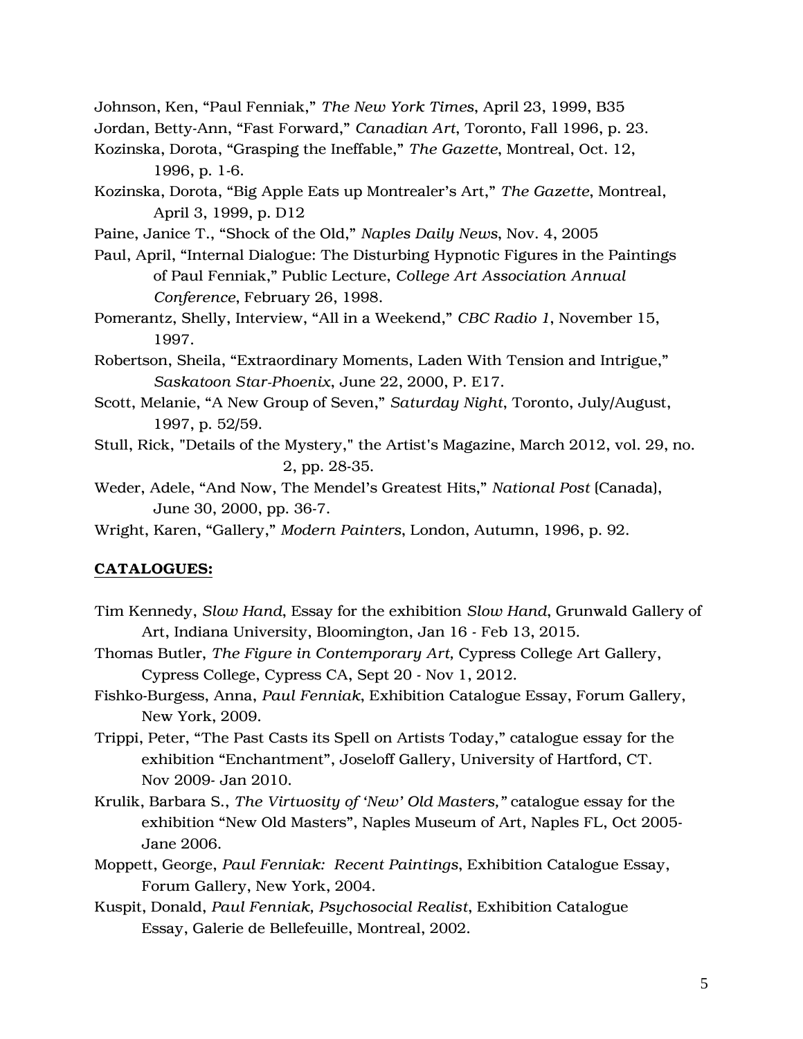Johnson, Ken, “Paul Fenniak,” *The New York Times*, April 23, 1999, B35

Jordan, Betty-Ann, “Fast Forward,” *Canadian Art*, Toronto, Fall 1996, p. 23.

Kozinska, Dorota, “Grasping the Ineffable,” *The Gazette*, Montreal, Oct. 12, 1996, p. 1-6.

Kozinska, Dorota, “Big Apple Eats up Montrealer’s Art,” *The Gazette*, Montreal, April 3, 1999, p. D12

Paine, Janice T., “Shock of the Old,” *Naples Daily News*, Nov. 4, 2005

Paul, April, “Internal Dialogue: The Disturbing Hypnotic Figures in the Paintings of Paul Fenniak,” Public Lecture, *College Art Association Annual Conference*, February 26, 1998.

Pomerantz, Shelly, Interview, “All in a Weekend,” *CBC Radio 1*, November 15, 1997.

Robertson, Sheila, “Extraordinary Moments, Laden With Tension and Intrigue,” *Saskatoon Star-Phoenix*, June 22, 2000, P. E17.

Scott, Melanie, “A New Group of Seven,” *Saturday Night*, Toronto, July/August, 1997, p. 52/59.

Stull, Rick, "Details of the Mystery," the Artist's Magazine, March 2012, vol. 29, no. 2, pp. 28-35.

Weder, Adele, “And Now, The Mendel’s Greatest Hits,” *National Post* (Canada), June 30, 2000, pp. 36-7.

Wright, Karen, “Gallery,” *Modern Painters*, London, Autumn, 1996, p. 92.

## **CATALOGUES:**

Tim Kennedy, *Slow Hand*, Essay for the exhibition *Slow Hand*, Grunwald Gallery of Art, Indiana University, Bloomington, Jan 16 - Feb 13, 2015.

Thomas Butler, *The Figure in Contemporary Art,* Cypress College Art Gallery, Cypress College, Cypress CA, Sept 20 - Nov 1, 2012.

Fishko-Burgess, Anna, *Paul Fenniak*, Exhibition Catalogue Essay, Forum Gallery, New York, 2009.

Trippi, Peter, “The Past Casts its Spell on Artists Today,” catalogue essay for the exhibition “Enchantment”, Joseloff Gallery, University of Hartford, CT. Nov 2009- Jan 2010.

Krulik, Barbara S., *The Virtuosity of ‘New’ Old Masters,”* catalogue essay for the exhibition “New Old Masters”, Naples Museum of Art, Naples FL, Oct 2005-Jane 2006.

Moppett, George, *Paul Fenniak: Recent Paintings*, Exhibition Catalogue Essay, Forum Gallery, New York, 2004.

Kuspit, Donald, *Paul Fenniak, Psychosocial Realist*, Exhibition Catalogue Essay, Galerie de Bellefeuille, Montreal, 2002.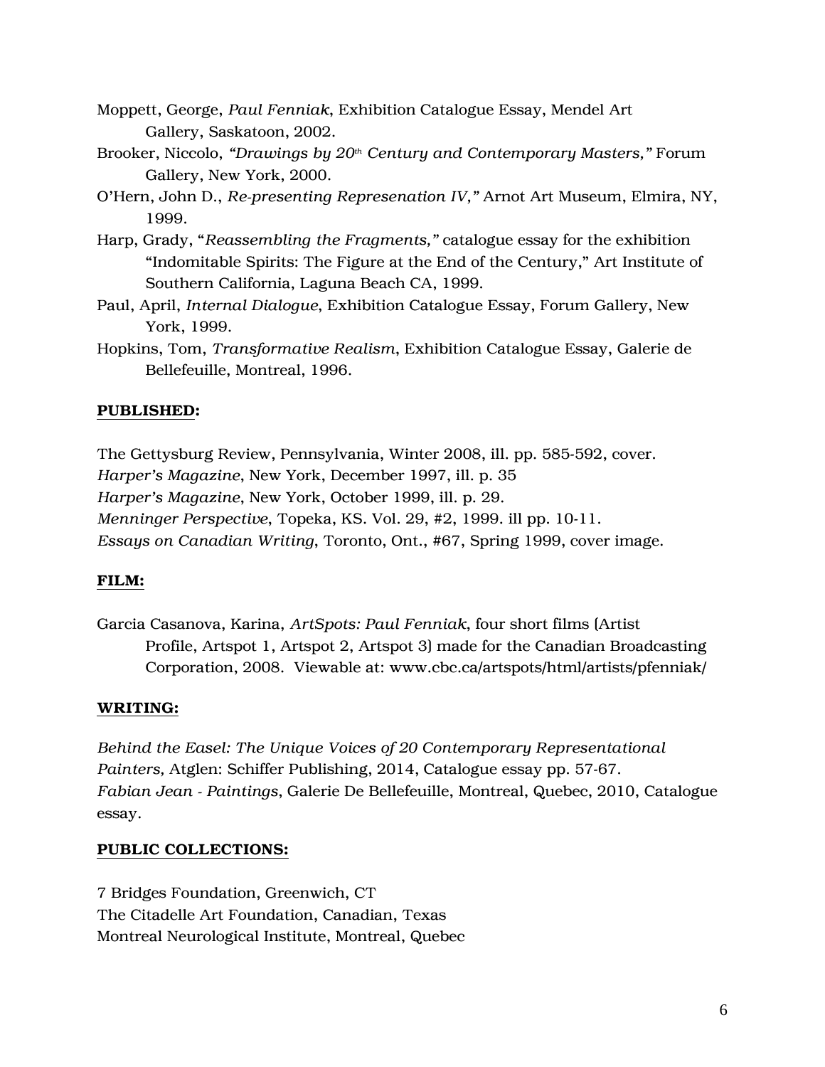Moppett, George, *Paul Fenniak*, Exhibition Catalogue Essay, Mendel Art Gallery, Saskatoon, 2002.

Brooker, Niccolo, *"Drawings by 20th Century and Contemporary Masters,"* Forum Gallery, New York, 2000.

O'Hern, John D., *Re-presenting Represenation IV,"* Arnot Art Museum, Elmira, NY, 1999.

Harp, Grady, "*Reassembling the Fragments,"* catalogue essay for the exhibition "Indomitable Spirits: The Figure at the End of the Century," Art Institute of Southern California, Laguna Beach CA, 1999.

Paul, April, *Internal Dialogue*, Exhibition Catalogue Essay, Forum Gallery, New York, 1999.

Hopkins, Tom, *Transformative Realism*, Exhibition Catalogue Essay, Galerie de Bellefeuille, Montreal, 1996.

**PUBLISHED:**

The Gettysburg Review, Pennsylvania, Winter 2008, ill. pp. 585-592, cover.
*Harper's Magazine*, New York, December 1997, ill. p. 35
*Harper's Magazine*, New York, October 1999, ill. p. 29.
*Menninger Perspective*, Topeka, KS. Vol. 29, #2, 1999. ill pp. 10-11.
*Essays on Canadian Writing*, Toronto, Ont., #67, Spring 1999, cover image.

**FILM:**

Garcia Casanova, Karina, *ArtSpots: Paul Fenniak*, four short films (Artist Profile, Artspot 1, Artspot 2, Artspot 3) made for the Canadian Broadcasting Corporation, 2008. Viewable at: www.cbc.ca/artspots/html/artists/pfenniak/

**WRITING:**

*Behind the Easel: The Unique Voices of 20 Contemporary Representational Painters,* Atglen: Schiffer Publishing, 2014, Catalogue essay pp. 57-67.
*Fabian Jean - Paintings*, Galerie De Bellefeuille, Montreal, Quebec, 2010, Catalogue essay.

**PUBLIC COLLECTIONS:**

7 Bridges Foundation, Greenwich, CT
The Citadelle Art Foundation, Canadian, Texas
Montreal Neurological Institute, Montreal, Quebec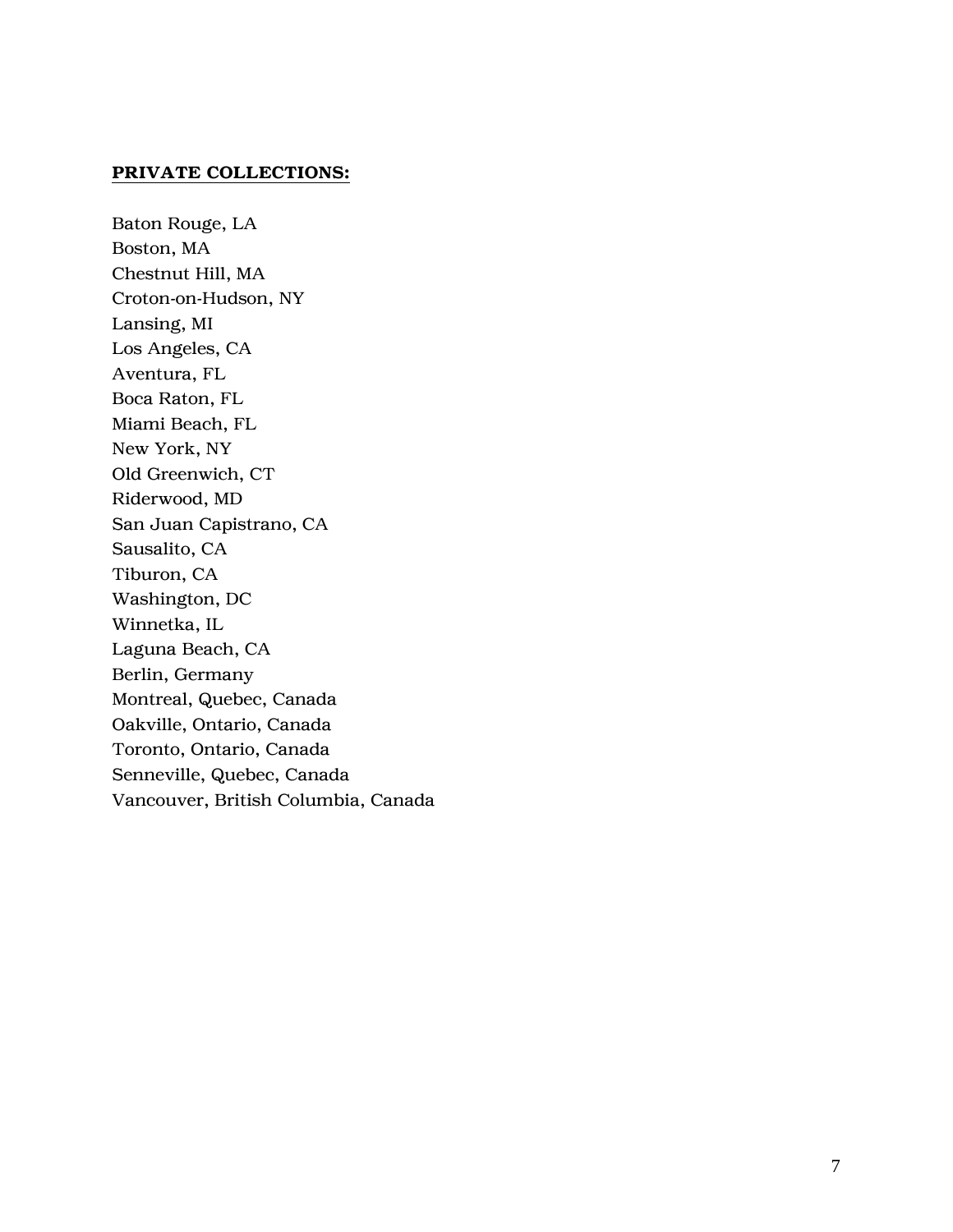**PRIVATE COLLECTIONS:**

Baton Rouge, LA
Boston, MA
Chestnut Hill, MA
Croton-on-Hudson, NY
Lansing, MI
Los Angeles, CA
Aventura, FL
Boca Raton, FL
Miami Beach, FL
New York, NY
Old Greenwich, CT
Riderwood, MD
San Juan Capistrano, CA
Sausalito, CA
Tiburon, CA
Washington, DC
Winnetka, IL
Laguna Beach, CA
Berlin, Germany
Montreal, Quebec, Canada
Oakville, Ontario, Canada
Toronto, Ontario, Canada
Senneville, Quebec, Canada
Vancouver, British Columbia, Canada